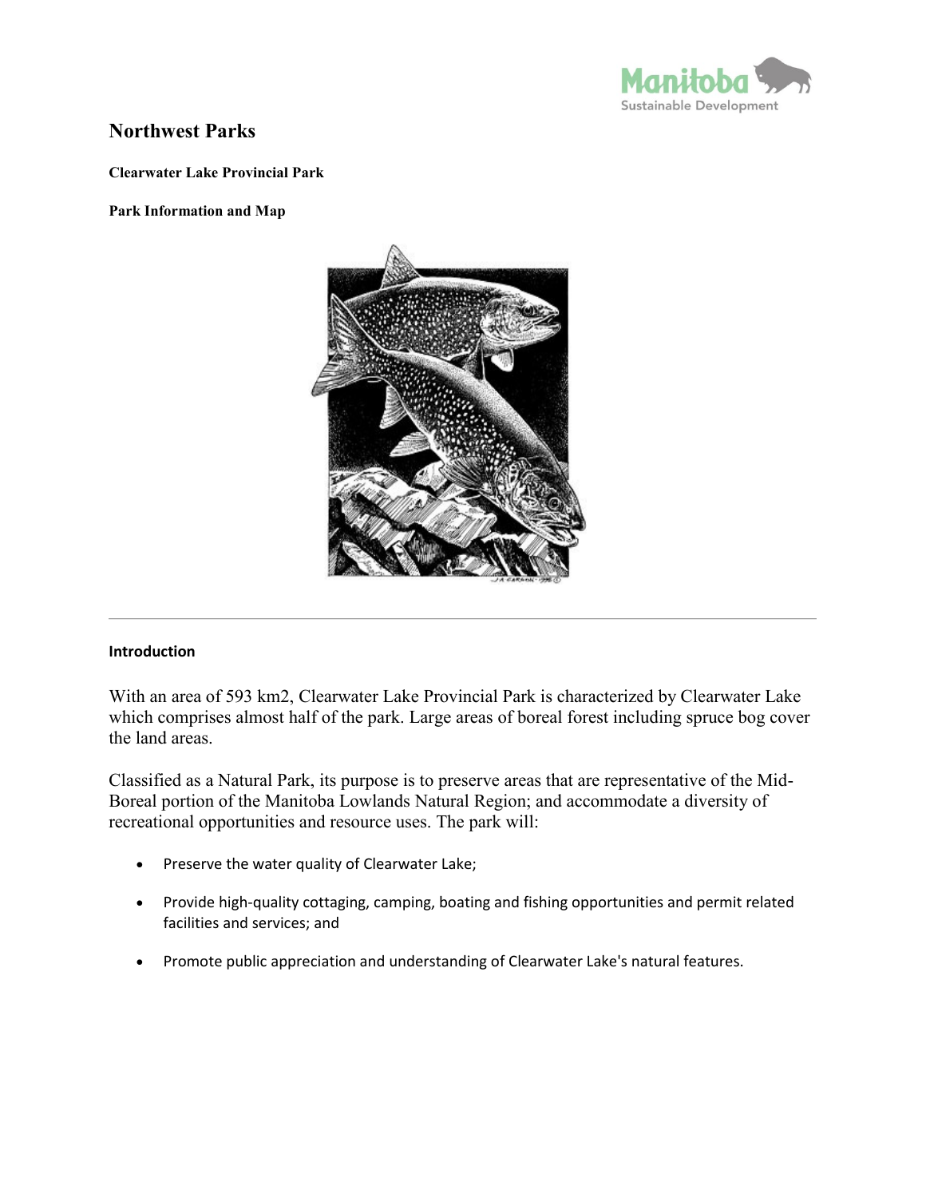# Northwest Parks

### Clearwater Lake Provincial Park

### Park Information and Map

## Introduction

With an area of 593 km2, Clearwater Lake Provincial Park is characterized by Clearwater Lake which comprises almost half of the park. Large areas of boreal forest including spruce bog cover the land areas.

Classified as a Natural Park, its purpose is to preserve areas that are representative of the Mid-Boreal portion of the Manitoba Lowlands Natural Region; and accommodate a diversity of recreational opportunities and resource uses. The park will:

- Preserve the water quality of Clearwater Lake;
- Provide high-quality cottaging, camping, boating and fishing opportunities and permit related facilities and services; and
- Promote public appreciation and understanding of Clearwater Lake's natural features.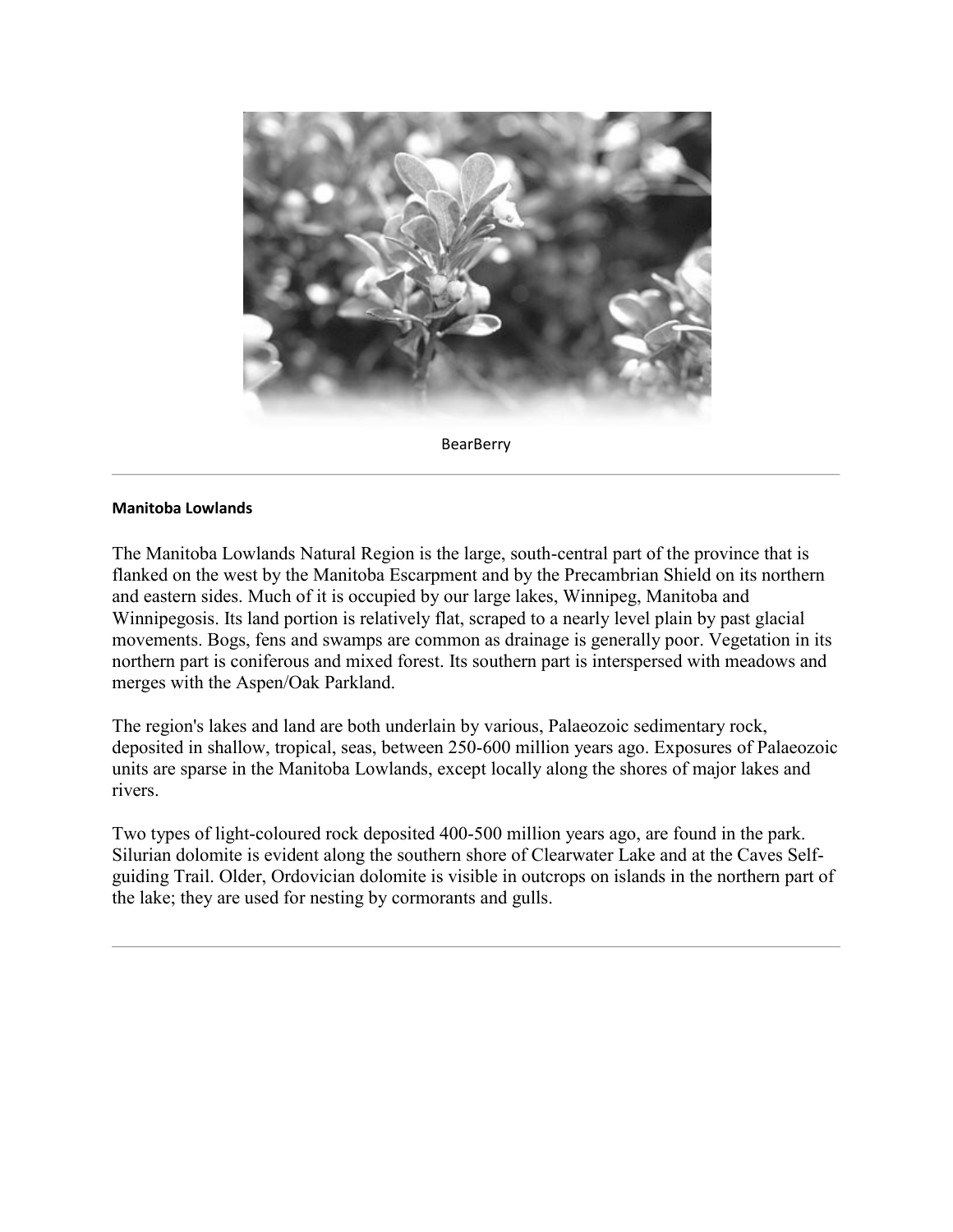BearBerry

---

**Manitoba Lowlands**

The Manitoba Lowlands Natural Region is the large, south-central part of the province that is flanked on the west by the Manitoba Escarpment and by the Precambrian Shield on its northern and eastern sides. Much of it is occupied by our large lakes, Winnipeg, Manitoba and Winnipegosis. Its land portion is relatively flat, scraped to a nearly level plain by past glacial movements. Bogs, fens and swamps are common as drainage is generally poor. Vegetation in its northern part is coniferous and mixed forest. Its southern part is interspersed with meadows and merges with the Aspen/Oak Parkland.

The region's lakes and land are both underlain by various, Palaeozoic sedimentary rock, deposited in shallow, tropical, seas, between 250-600 million years ago. Exposures of Palaeozoic units are sparse in the Manitoba Lowlands, except locally along the shores of major lakes and rivers.

Two types of light-coloured rock deposited 400-500 million years ago, are found in the park. Silurian dolomite is evident along the southern shore of Clearwater Lake and at the Caves Self-guiding Trail. Older, Ordovician dolomite is visible in outcrops on islands in the northern part of the lake; they are used for nesting by cormorants and gulls.

---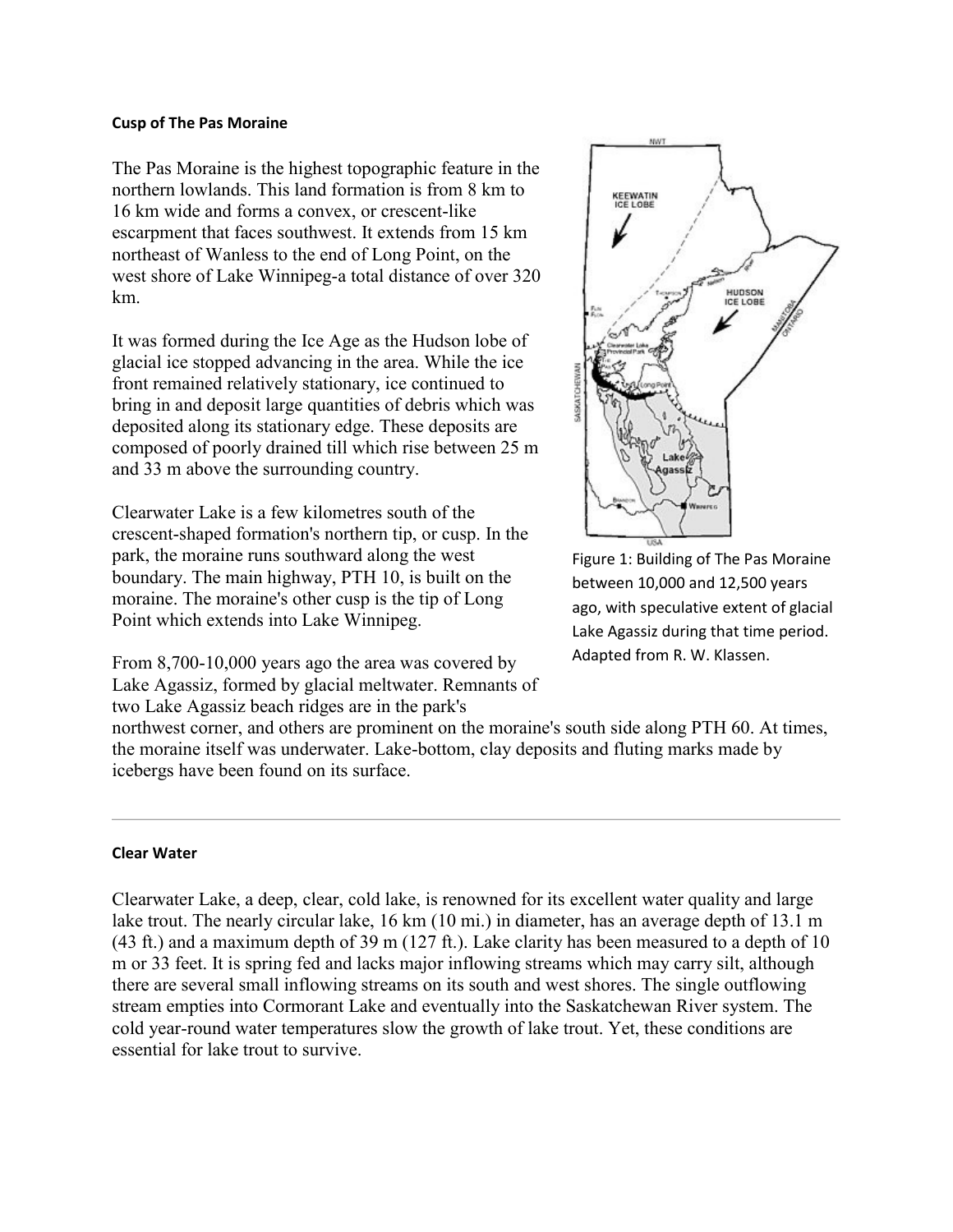**Cusp of The Pas Moraine**

The Pas Moraine is the highest topographic feature in the northern lowlands. This land formation is from 8 km to 16 km wide and forms a convex, or crescent-like escarpment that faces southwest. It extends from 15 km northeast of Wanless to the end of Long Point, on the west shore of Lake Winnipeg-a total distance of over 320 km.

It was formed during the Ice Age as the Hudson lobe of glacial ice stopped advancing in the area. While the ice front remained relatively stationary, ice continued to bring in and deposit large quantities of debris which was deposited along its stationary edge. These deposits are composed of poorly drained till which rise between 25 m and 33 m above the surrounding country.

Clearwater Lake is a few kilometres south of the crescent-shaped formation's northern tip, or cusp. In the park, the moraine runs southward along the west boundary. The main highway, PTH 10, is built on the moraine. The moraine's other cusp is the tip of Long Point which extends into Lake Winnipeg.

Figure 1: Building of The Pas Moraine between 10,000 and 12,500 years ago, with speculative extent of glacial Lake Agassiz during that time period. Adapted from R. W. Klassen.

From 8,700-10,000 years ago the area was covered by Lake Agassiz, formed by glacial meltwater. Remnants of two Lake Agassiz beach ridges are in the park's northwest corner, and others are prominent on the moraine's south side along PTH 60. At times, the moraine itself was underwater. Lake-bottom, clay deposits and fluting marks made by icebergs have been found on its surface.

---

**Clear Water**

Clearwater Lake, a deep, clear, cold lake, is renowned for its excellent water quality and large lake trout. The nearly circular lake, 16 km (10 mi.) in diameter, has an average depth of 13.1 m (43 ft.) and a maximum depth of 39 m (127 ft.). Lake clarity has been measured to a depth of 10 m or 33 feet. It is spring fed and lacks major inflowing streams which may carry silt, although there are several small inflowing streams on its south and west shores. The single outflowing stream empties into Cormorant Lake and eventually into the Saskatchewan River system. The cold year-round water temperatures slow the growth of lake trout. Yet, these conditions are essential for lake trout to survive.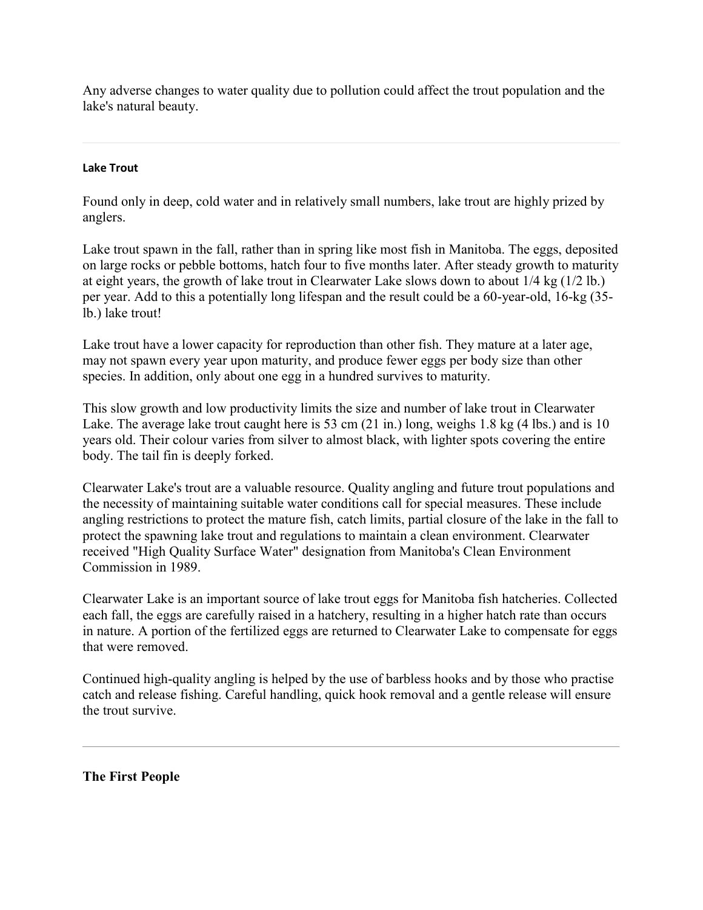Any adverse changes to water quality due to pollution could affect the trout population and the lake's natural beauty.

---

#### Lake Trout

Found only in deep, cold water and in relatively small numbers, lake trout are highly prized by anglers.

Lake trout spawn in the fall, rather than in spring like most fish in Manitoba. The eggs, deposited on large rocks or pebble bottoms, hatch four to five months later. After steady growth to maturity at eight years, the growth of lake trout in Clearwater Lake slows down to about 1/4 kg (1/2 lb.) per year. Add to this a potentially long lifespan and the result could be a 60-year-old, 16-kg (35-lb.) lake trout!

Lake trout have a lower capacity for reproduction than other fish. They mature at a later age, may not spawn every year upon maturity, and produce fewer eggs per body size than other species. In addition, only about one egg in a hundred survives to maturity.

This slow growth and low productivity limits the size and number of lake trout in Clearwater Lake. The average lake trout caught here is 53 cm (21 in.) long, weighs 1.8 kg (4 lbs.) and is 10 years old. Their colour varies from silver to almost black, with lighter spots covering the entire body. The tail fin is deeply forked.

Clearwater Lake's trout are a valuable resource. Quality angling and future trout populations and the necessity of maintaining suitable water conditions call for special measures. These include angling restrictions to protect the mature fish, catch limits, partial closure of the lake in the fall to protect the spawning lake trout and regulations to maintain a clean environment. Clearwater received "High Quality Surface Water" designation from Manitoba's Clean Environment Commission in 1989.

Clearwater Lake is an important source of lake trout eggs for Manitoba fish hatcheries. Collected each fall, the eggs are carefully raised in a hatchery, resulting in a higher hatch rate than occurs in nature. A portion of the fertilized eggs are returned to Clearwater Lake to compensate for eggs that were removed.

Continued high-quality angling is helped by the use of barbless hooks and by those who practise catch and release fishing. Careful handling, quick hook removal and a gentle release will ensure the trout survive.

---

### The First People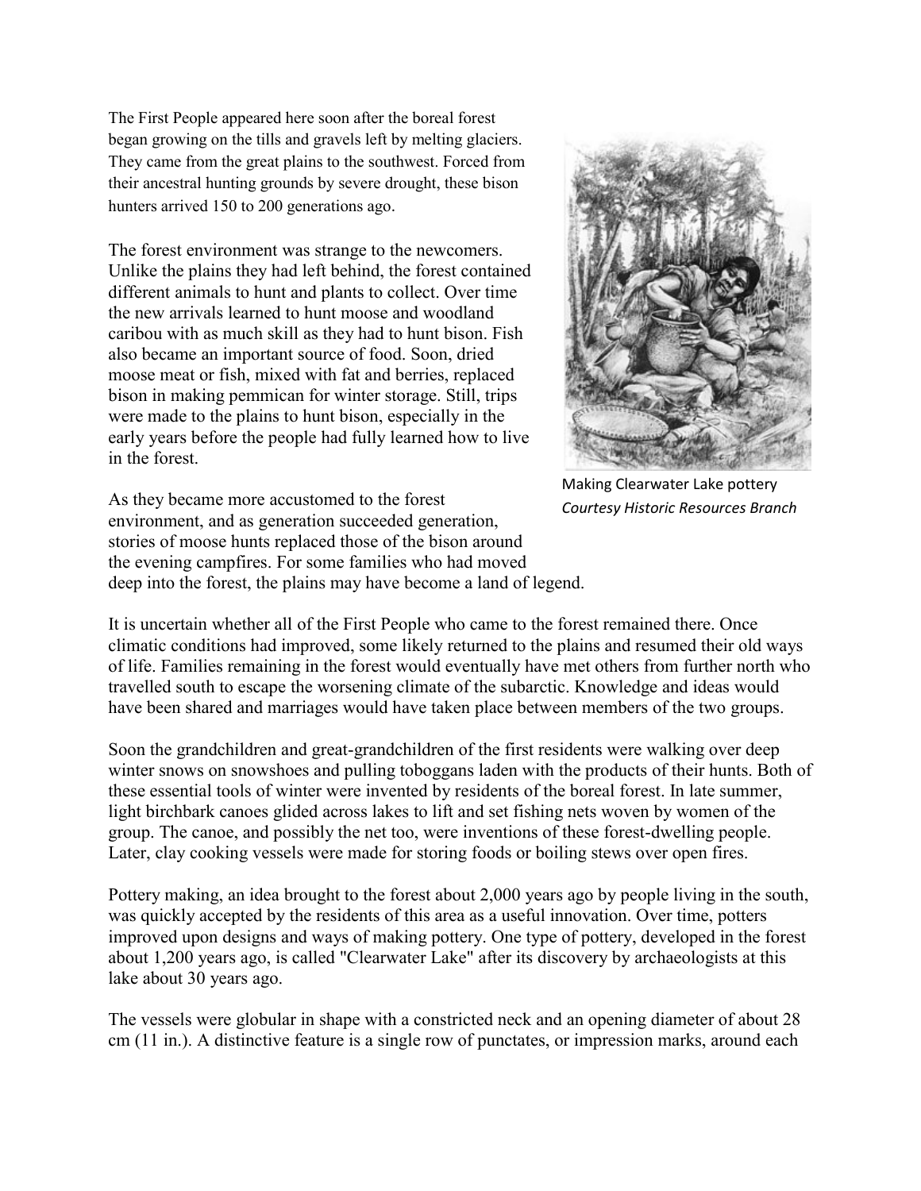The First People appeared here soon after the boreal forest began growing on the tills and gravels left by melting glaciers. They came from the great plains to the southwest. Forced from their ancestral hunting grounds by severe drought, these bison hunters arrived 150 to 200 generations ago.

The forest environment was strange to the newcomers. Unlike the plains they had left behind, the forest contained different animals to hunt and plants to collect. Over time the new arrivals learned to hunt moose and woodland caribou with as much skill as they had to hunt bison. Fish also became an important source of food. Soon, dried moose meat or fish, mixed with fat and berries, replaced bison in making pemmican for winter storage. Still, trips were made to the plains to hunt bison, especially in the early years before the people had fully learned how to live in the forest.

Making Clearwater Lake pottery
*Courtesy Historic Resources Branch*

As they became more accustomed to the forest environment, and as generation succeeded generation, stories of moose hunts replaced those of the bison around the evening campfires. For some families who had moved deep into the forest, the plains may have become a land of legend.

It is uncertain whether all of the First People who came to the forest remained there. Once climatic conditions had improved, some likely returned to the plains and resumed their old ways of life. Families remaining in the forest would eventually have met others from further north who travelled south to escape the worsening climate of the subarctic. Knowledge and ideas would have been shared and marriages would have taken place between members of the two groups.

Soon the grandchildren and great-grandchildren of the first residents were walking over deep winter snows on snowshoes and pulling toboggans laden with the products of their hunts. Both of these essential tools of winter were invented by residents of the boreal forest. In late summer, light birchbark canoes glided across lakes to lift and set fishing nets woven by women of the group. The canoe, and possibly the net too, were inventions of these forest-dwelling people. Later, clay cooking vessels were made for storing foods or boiling stews over open fires.

Pottery making, an idea brought to the forest about 2,000 years ago by people living in the south, was quickly accepted by the residents of this area as a useful innovation. Over time, potters improved upon designs and ways of making pottery. One type of pottery, developed in the forest about 1,200 years ago, is called "Clearwater Lake" after its discovery by archaeologists at this lake about 30 years ago.

The vessels were globular in shape with a constricted neck and an opening diameter of about 28 cm (11 in.). A distinctive feature is a single row of punctates, or impression marks, around each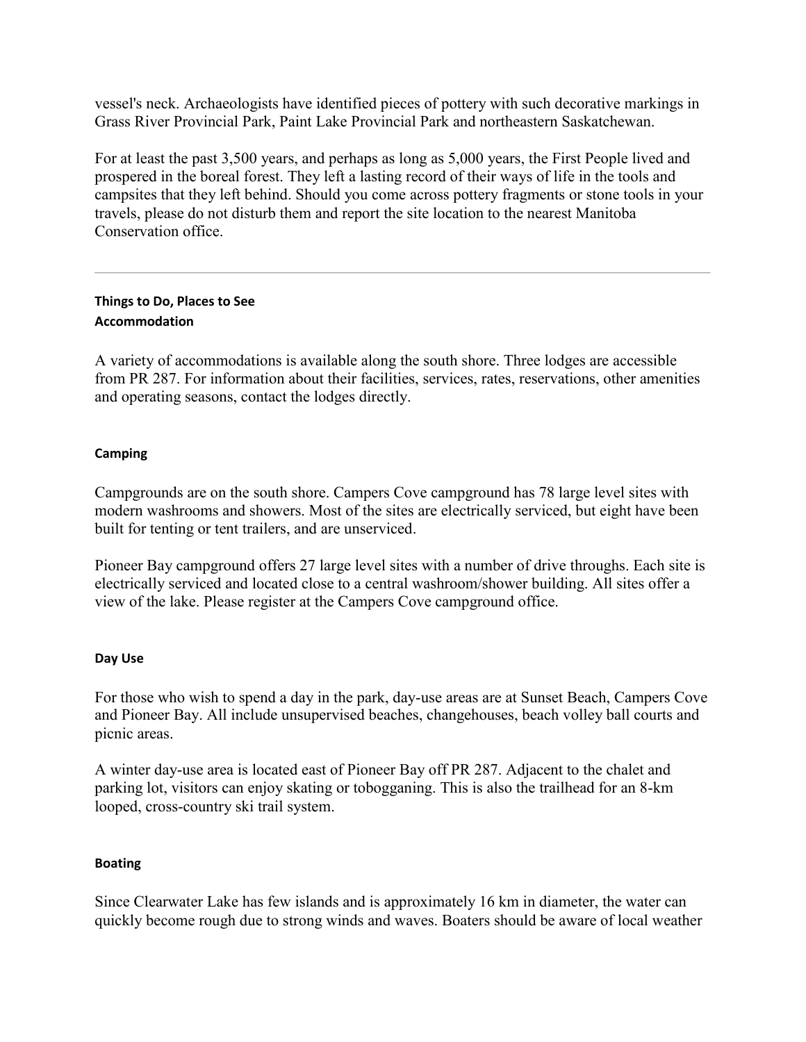vessel's neck. Archaeologists have identified pieces of pottery with such decorative markings in Grass River Provincial Park, Paint Lake Provincial Park and northeastern Saskatchewan.

For at least the past 3,500 years, and perhaps as long as 5,000 years, the First People lived and prospered in the boreal forest. They left a lasting record of their ways of life in the tools and campsites that they left behind. Should you come across pottery fragments or stone tools in your travels, please do not disturb them and report the site location to the nearest Manitoba Conservation office.

---

## Things to Do, Places to See

### Accommodation

A variety of accommodations is available along the south shore. Three lodges are accessible from PR 287. For information about their facilities, services, rates, reservations, other amenities and operating seasons, contact the lodges directly.

### Camping

Campgrounds are on the south shore. Campers Cove campground has 78 large level sites with modern washrooms and showers. Most of the sites are electrically serviced, but eight have been built for tenting or tent trailers, and are unserviced.

Pioneer Bay campground offers 27 large level sites with a number of drive throughs. Each site is electrically serviced and located close to a central washroom/shower building. All sites offer a view of the lake. Please register at the Campers Cove campground office.

### Day Use

For those who wish to spend a day in the park, day-use areas are at Sunset Beach, Campers Cove and Pioneer Bay. All include unsupervised beaches, changehouses, beach volley ball courts and picnic areas.

A winter day-use area is located east of Pioneer Bay off PR 287. Adjacent to the chalet and parking lot, visitors can enjoy skating or tobogganing. This is also the trailhead for an 8-km looped, cross-country ski trail system.

### Boating

Since Clearwater Lake has few islands and is approximately 16 km in diameter, the water can quickly become rough due to strong winds and waves. Boaters should be aware of local weather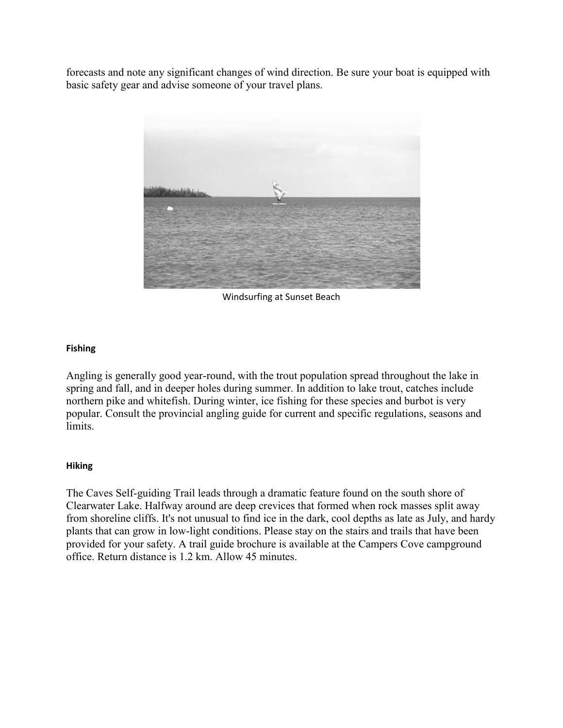forecasts and note any significant changes of wind direction. Be sure your boat is equipped with basic safety gear and advise someone of your travel plans.

Windsurfing at Sunset Beach

#### Fishing

Angling is generally good year-round, with the trout population spread throughout the lake in spring and fall, and in deeper holes during summer. In addition to lake trout, catches include northern pike and whitefish. During winter, ice fishing for these species and burbot is very popular. Consult the provincial angling guide for current and specific regulations, seasons and limits.

#### Hiking

The Caves Self-guiding Trail leads through a dramatic feature found on the south shore of Clearwater Lake. Halfway around are deep crevices that formed when rock masses split away from shoreline cliffs. It's not unusual to find ice in the dark, cool depths as late as July, and hardy plants that can grow in low-light conditions. Please stay on the stairs and trails that have been provided for your safety. A trail guide brochure is available at the Campers Cove campground office. Return distance is 1.2 km. Allow 45 minutes.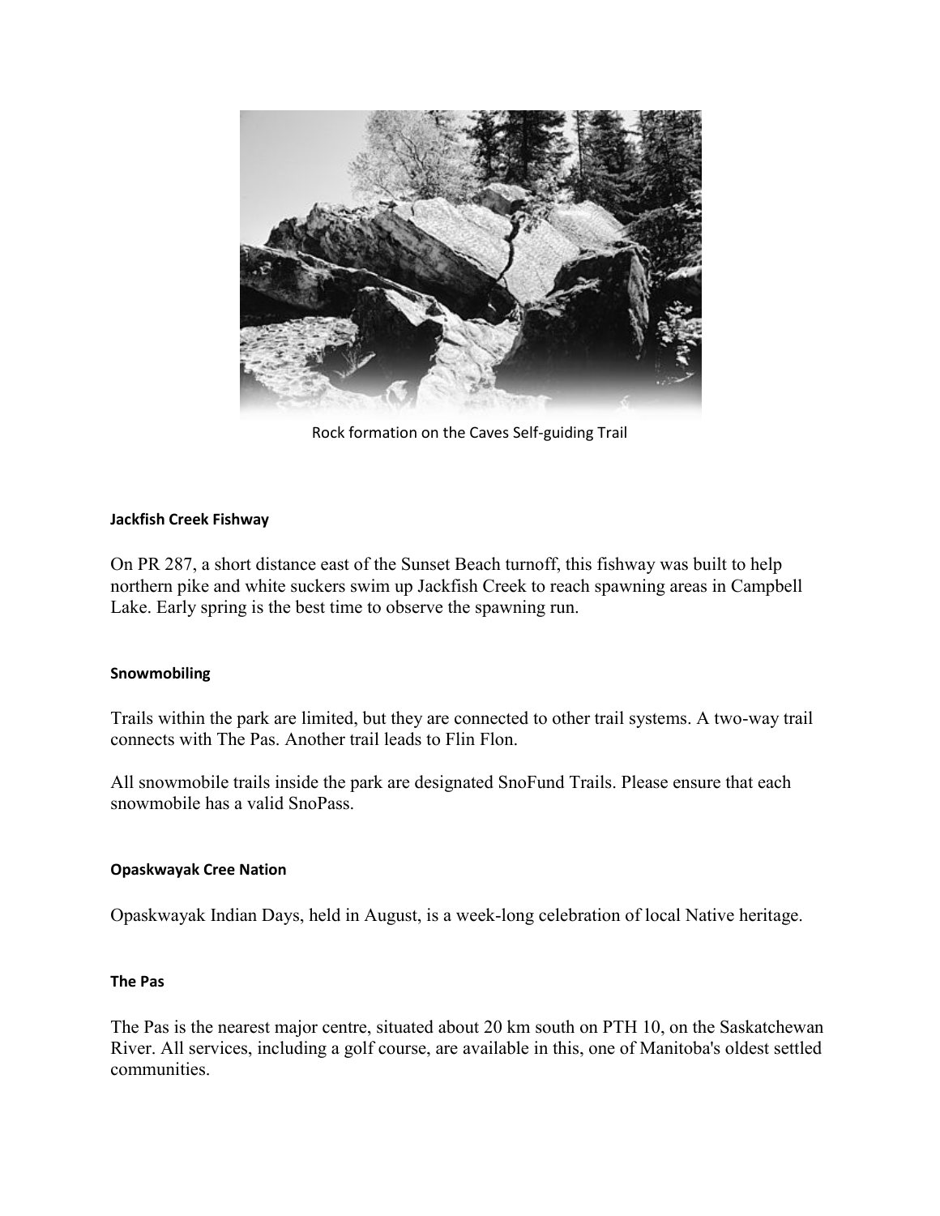Rock formation on the Caves Self-guiding Trail

#### Jackfish Creek Fishway

On PR 287, a short distance east of the Sunset Beach turnoff, this fishway was built to help northern pike and white suckers swim up Jackfish Creek to reach spawning areas in Campbell Lake. Early spring is the best time to observe the spawning run.

#### Snowmobiling

Trails within the park are limited, but they are connected to other trail systems. A two-way trail connects with The Pas. Another trail leads to Flin Flon.

All snowmobile trails inside the park are designated SnoFund Trails. Please ensure that each snowmobile has a valid SnoPass.

#### Opaskwayak Cree Nation

Opaskwayak Indian Days, held in August, is a week-long celebration of local Native heritage.

#### The Pas

The Pas is the nearest major centre, situated about 20 km south on PTH 10, on the Saskatchewan River. All services, including a golf course, are available in this, one of Manitoba's oldest settled communities.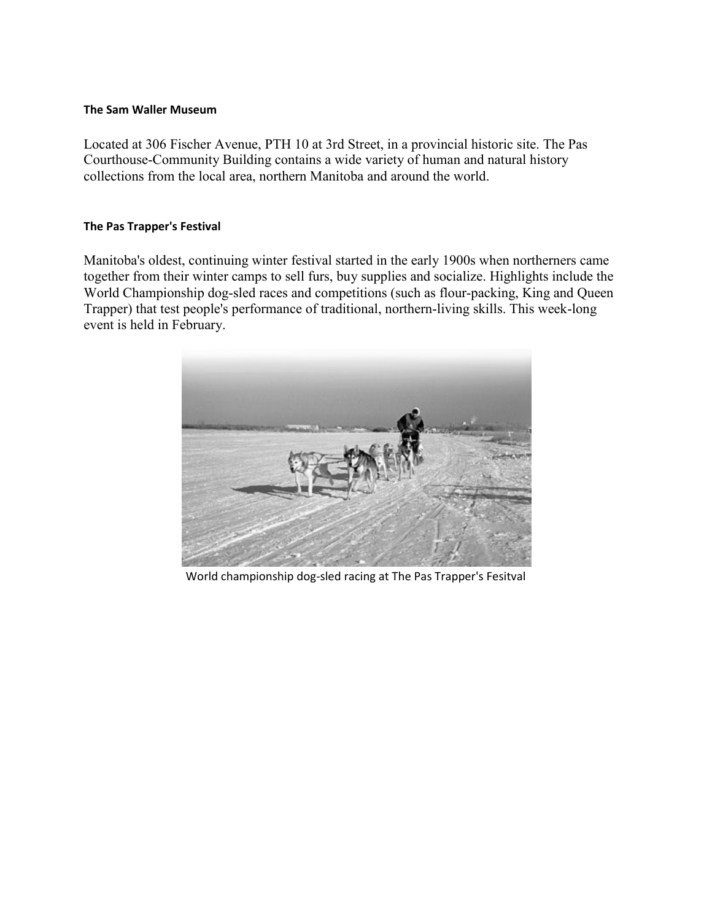### The Sam Waller Museum

Located at 306 Fischer Avenue, PTH 10 at 3rd Street, in a provincial historic site. The Pas Courthouse-Community Building contains a wide variety of human and natural history collections from the local area, northern Manitoba and around the world.

### The Pas Trapper's Festival

Manitoba's oldest, continuing winter festival started in the early 1900s when northerners came together from their winter camps to sell furs, buy supplies and socialize. Highlights include the World Championship dog-sled races and competitions (such as flour-packing, King and Queen Trapper) that test people's performance of traditional, northern-living skills. This week-long event is held in February.

World championship dog-sled racing at The Pas Trapper's Fesitval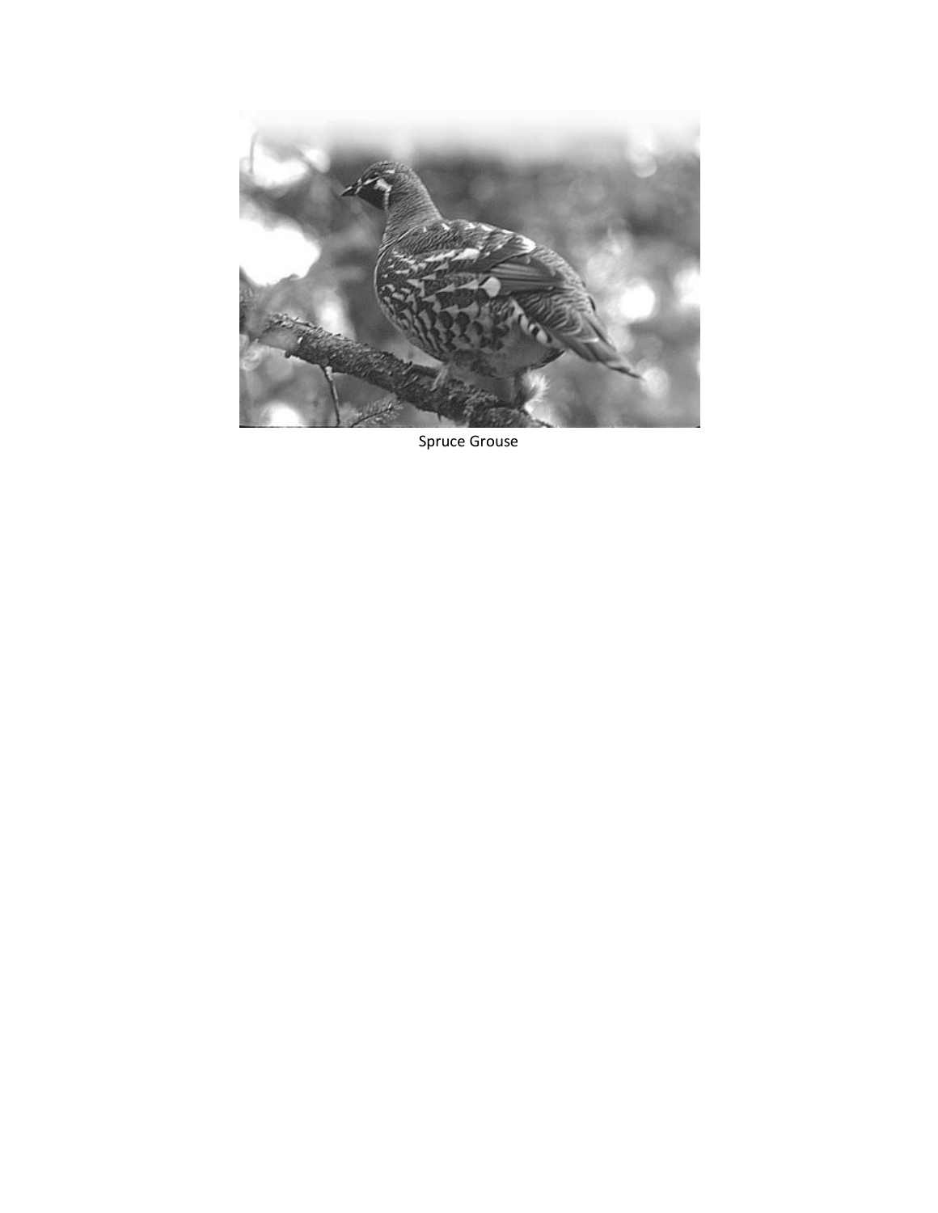Spruce Grouse